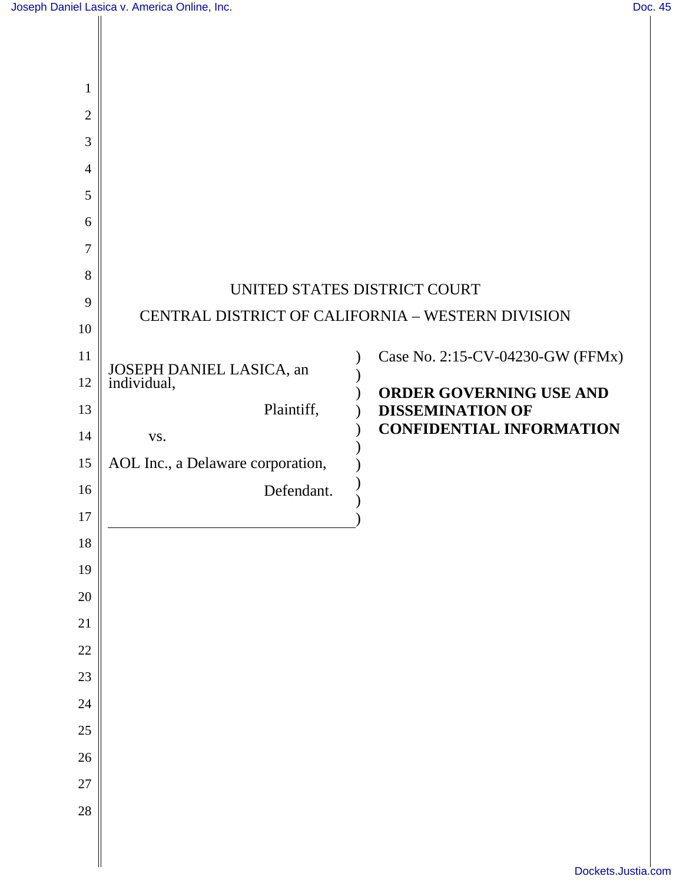UNITED STATES DISTRICT COURT

CENTRAL DISTRICT OF CALIFORNIA – WESTERN DIVISION

JOSEPH DANIEL LASICA, an individual,

Plaintiff,

vs.

AOL Inc., a Delaware corporation,

Defendant.

Case No. 2:15-CV-04230-GW (FFMx)

**ORDER GOVERNING USE AND DISSEMINATION OF CONFIDENTIAL INFORMATION**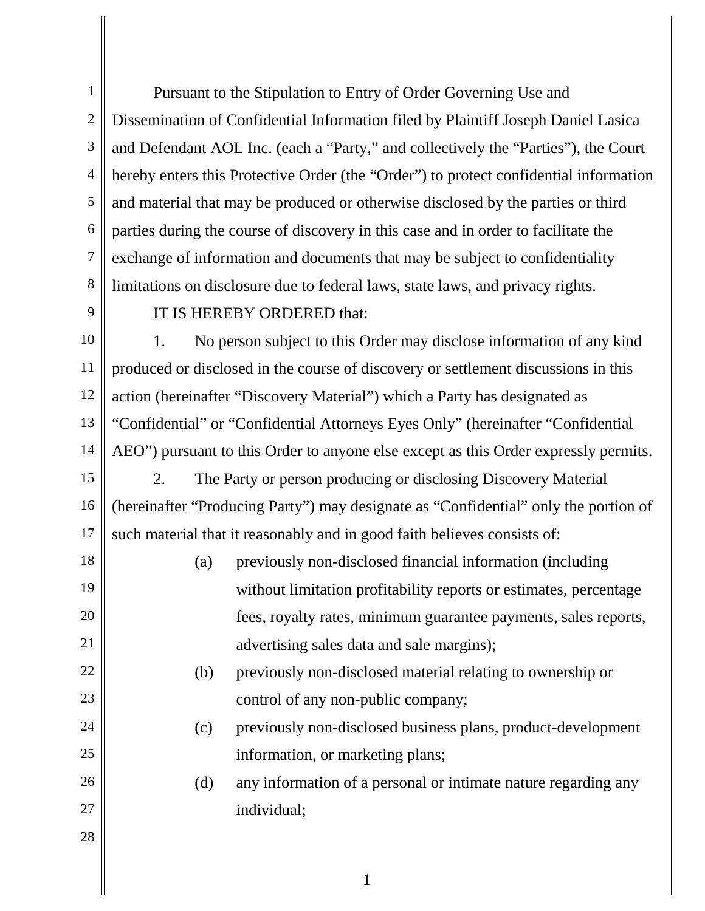Pursuant to the Stipulation to Entry of Order Governing Use and Dissemination of Confidential Information filed by Plaintiff Joseph Daniel Lasica and Defendant AOL Inc. (each a "Party," and collectively the "Parties"), the Court hereby enters this Protective Order (the "Order") to protect confidential information and material that may be produced or otherwise disclosed by the parties or third parties during the course of discovery in this case and in order to facilitate the exchange of information and documents that may be subject to confidentiality limitations on disclosure due to federal laws, state laws, and privacy rights.

IT IS HEREBY ORDERED that:

1. No person subject to this Order may disclose information of any kind produced or disclosed in the course of discovery or settlement discussions in this action (hereinafter "Discovery Material") which a Party has designated as "Confidential" or "Confidential Attorneys Eyes Only" (hereinafter "Confidential AEO") pursuant to this Order to anyone else except as this Order expressly permits.

2. The Party or person producing or disclosing Discovery Material (hereinafter "Producing Party") may designate as "Confidential" only the portion of such material that it reasonably and in good faith believes consists of:

   (a) previously non-disclosed financial information (including without limitation profitability reports or estimates, percentage fees, royalty rates, minimum guarantee payments, sales reports, advertising sales data and sale margins);

   (b) previously non-disclosed material relating to ownership or control of any non-public company;

   (c) previously non-disclosed business plans, product-development information, or marketing plans;

   (d) any information of a personal or intimate nature regarding any individual;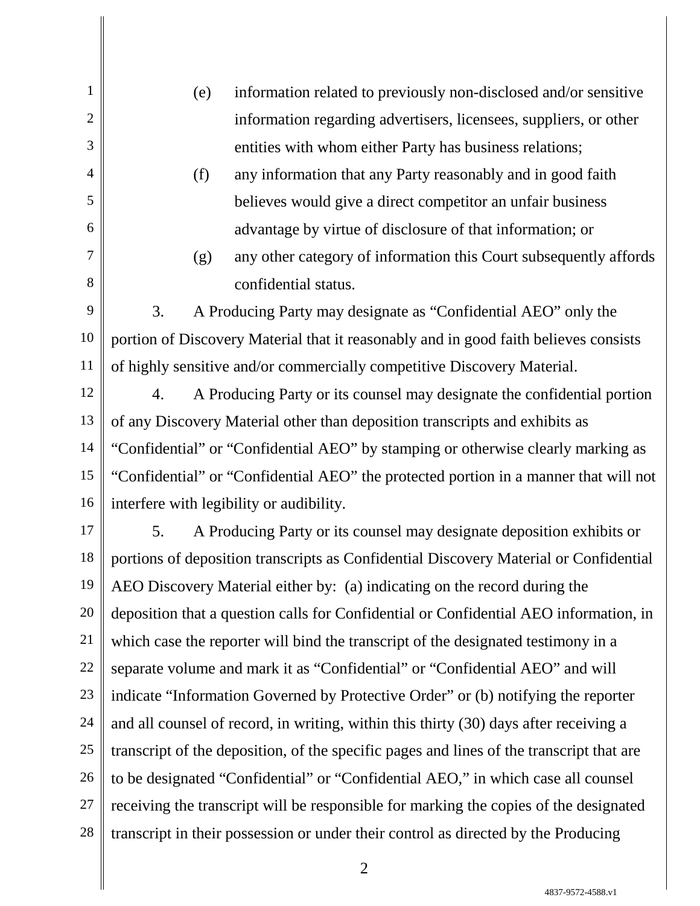(e) information related to previously non-disclosed and/or sensitive information regarding advertisers, licensees, suppliers, or other entities with whom either Party has business relations;

(f) any information that any Party reasonably and in good faith believes would give a direct competitor an unfair business advantage by virtue of disclosure of that information; or

(g) any other category of information this Court subsequently affords confidential status.

3. A Producing Party may designate as "Confidential AEO" only the portion of Discovery Material that it reasonably and in good faith believes consists of highly sensitive and/or commercially competitive Discovery Material.

4. A Producing Party or its counsel may designate the confidential portion of any Discovery Material other than deposition transcripts and exhibits as "Confidential" or "Confidential AEO" by stamping or otherwise clearly marking as "Confidential" or "Confidential AEO" the protected portion in a manner that will not interfere with legibility or audibility.

5. A Producing Party or its counsel may designate deposition exhibits or portions of deposition transcripts as Confidential Discovery Material or Confidential AEO Discovery Material either by: (a) indicating on the record during the deposition that a question calls for Confidential or Confidential AEO information, in which case the reporter will bind the transcript of the designated testimony in a separate volume and mark it as "Confidential" or "Confidential AEO" and will indicate "Information Governed by Protective Order" or (b) notifying the reporter and all counsel of record, in writing, within this thirty (30) days after receiving a transcript of the deposition, of the specific pages and lines of the transcript that are to be designated "Confidential" or "Confidential AEO," in which case all counsel receiving the transcript will be responsible for marking the copies of the designated transcript in their possession or under their control as directed by the Producing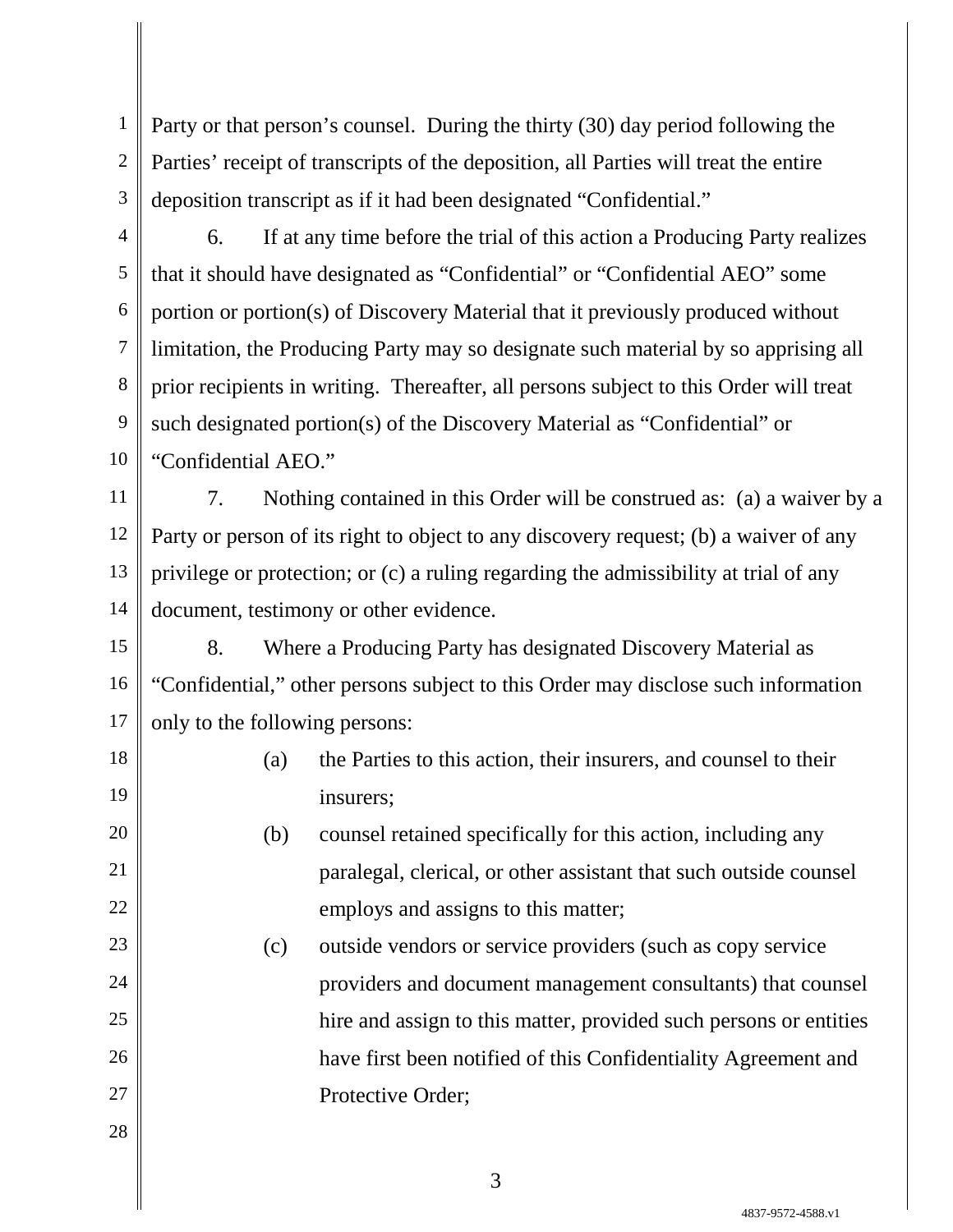Party or that person's counsel. During the thirty (30) day period following the Parties' receipt of transcripts of the deposition, all Parties will treat the entire deposition transcript as if it had been designated "Confidential."

6. If at any time before the trial of this action a Producing Party realizes that it should have designated as "Confidential" or "Confidential AEO" some portion or portion(s) of Discovery Material that it previously produced without limitation, the Producing Party may so designate such material by so apprising all prior recipients in writing. Thereafter, all persons subject to this Order will treat such designated portion(s) of the Discovery Material as "Confidential" or "Confidential AEO."

7. Nothing contained in this Order will be construed as: (a) a waiver by a Party or person of its right to object to any discovery request; (b) a waiver of any privilege or protection; or (c) a ruling regarding the admissibility at trial of any document, testimony or other evidence.

8. Where a Producing Party has designated Discovery Material as "Confidential," other persons subject to this Order may disclose such information only to the following persons:

(a) the Parties to this action, their insurers, and counsel to their insurers;

(b) counsel retained specifically for this action, including any paralegal, clerical, or other assistant that such outside counsel employs and assigns to this matter;

(c) outside vendors or service providers (such as copy service providers and document management consultants) that counsel hire and assign to this matter, provided such persons or entities have first been notified of this Confidentiality Agreement and Protective Order;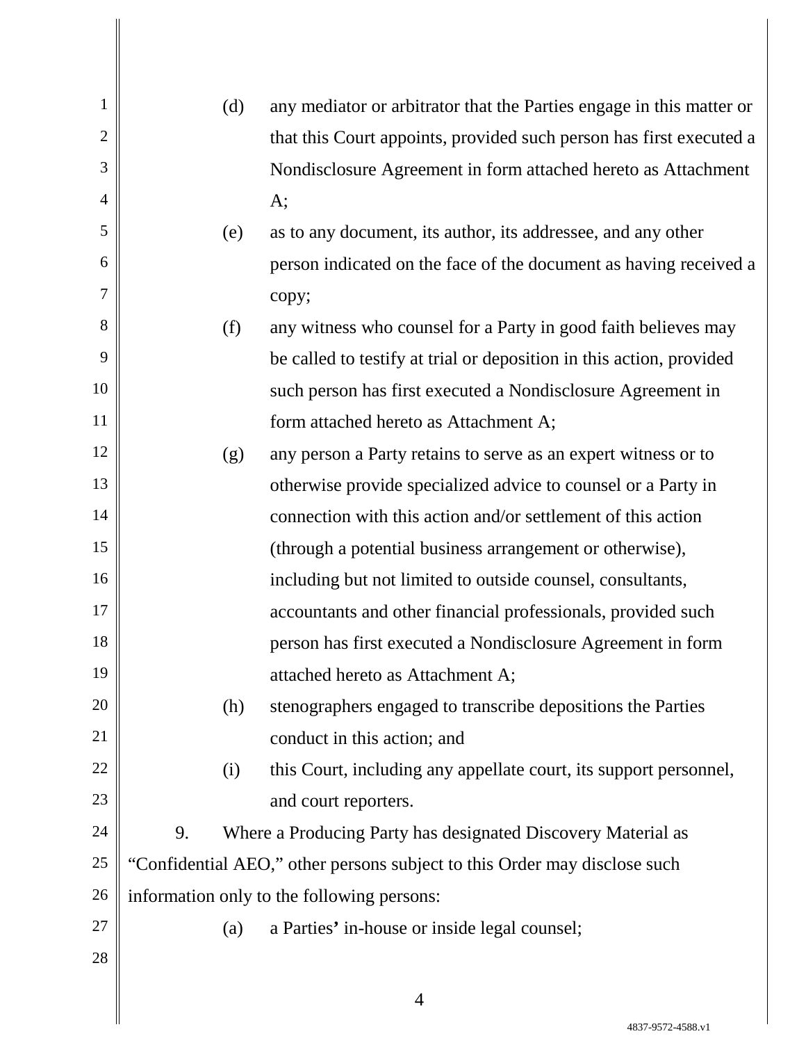(d) any mediator or arbitrator that the Parties engage in this matter or that this Court appoints, provided such person has first executed a Nondisclosure Agreement in form attached hereto as Attachment A;

(e) as to any document, its author, its addressee, and any other person indicated on the face of the document as having received a copy;

(f) any witness who counsel for a Party in good faith believes may be called to testify at trial or deposition in this action, provided such person has first executed a Nondisclosure Agreement in form attached hereto as Attachment A;

(g) any person a Party retains to serve as an expert witness or to otherwise provide specialized advice to counsel or a Party in connection with this action and/or settlement of this action (through a potential business arrangement or otherwise), including but not limited to outside counsel, consultants, accountants and other financial professionals, provided such person has first executed a Nondisclosure Agreement in form attached hereto as Attachment A;

(h) stenographers engaged to transcribe depositions the Parties conduct in this action; and

(i) this Court, including any appellate court, its support personnel, and court reporters.

9. Where a Producing Party has designated Discovery Material as "Confidential AEO," other persons subject to this Order may disclose such information only to the following persons:

(a) a Parties' in-house or inside legal counsel;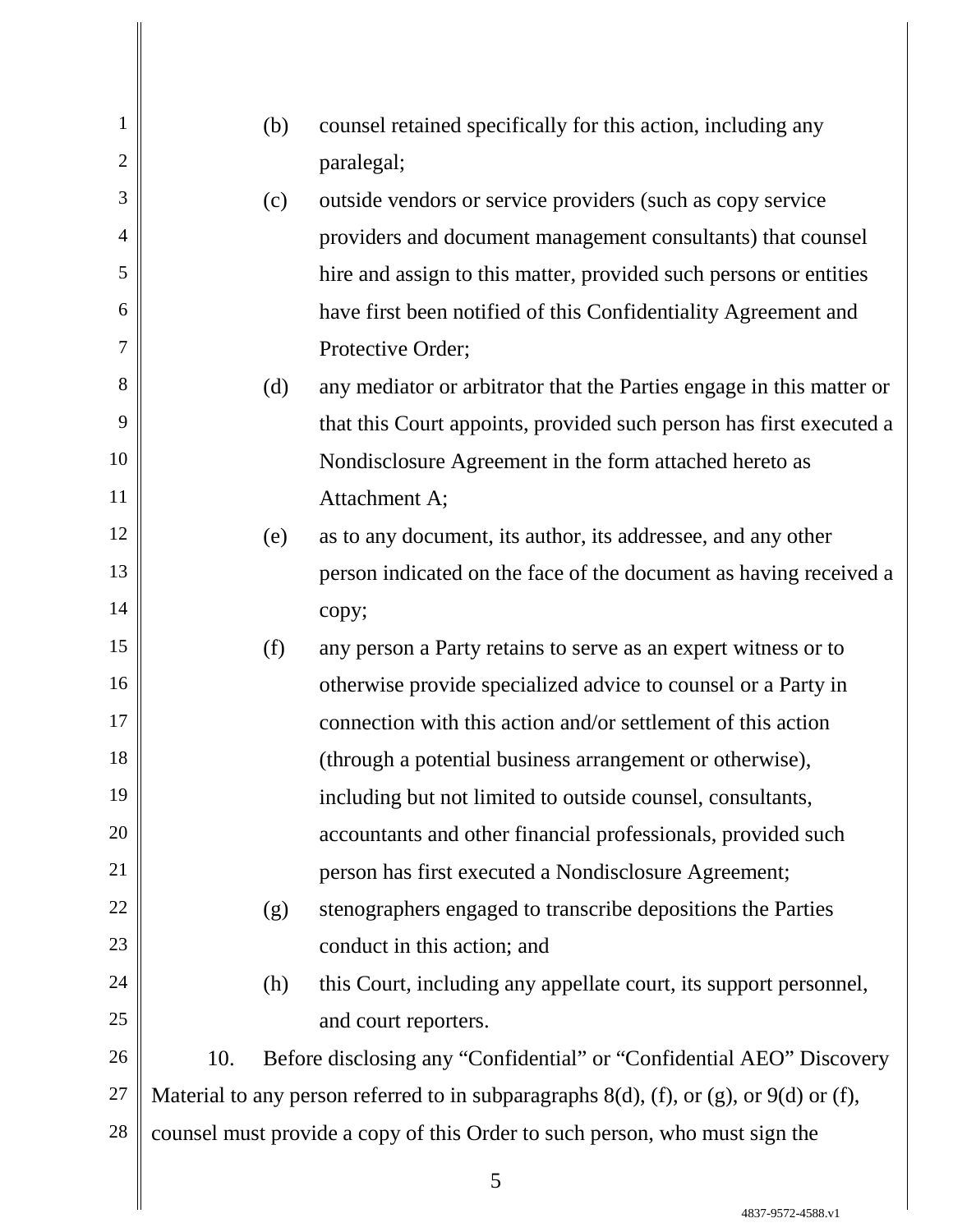(b) counsel retained specifically for this action, including any paralegal;

(c) outside vendors or service providers (such as copy service providers and document management consultants) that counsel hire and assign to this matter, provided such persons or entities have first been notified of this Confidentiality Agreement and Protective Order;

(d) any mediator or arbitrator that the Parties engage in this matter or that this Court appoints, provided such person has first executed a Nondisclosure Agreement in the form attached hereto as Attachment A;

(e) as to any document, its author, its addressee, and any other person indicated on the face of the document as having received a copy;

(f) any person a Party retains to serve as an expert witness or to otherwise provide specialized advice to counsel or a Party in connection with this action and/or settlement of this action (through a potential business arrangement or otherwise), including but not limited to outside counsel, consultants, accountants and other financial professionals, provided such person has first executed a Nondisclosure Agreement;

(g) stenographers engaged to transcribe depositions the Parties conduct in this action; and

(h) this Court, including any appellate court, its support personnel, and court reporters.

10. Before disclosing any "Confidential" or "Confidential AEO" Discovery Material to any person referred to in subparagraphs 8(d), (f), or (g), or 9(d) or (f), counsel must provide a copy of this Order to such person, who must sign the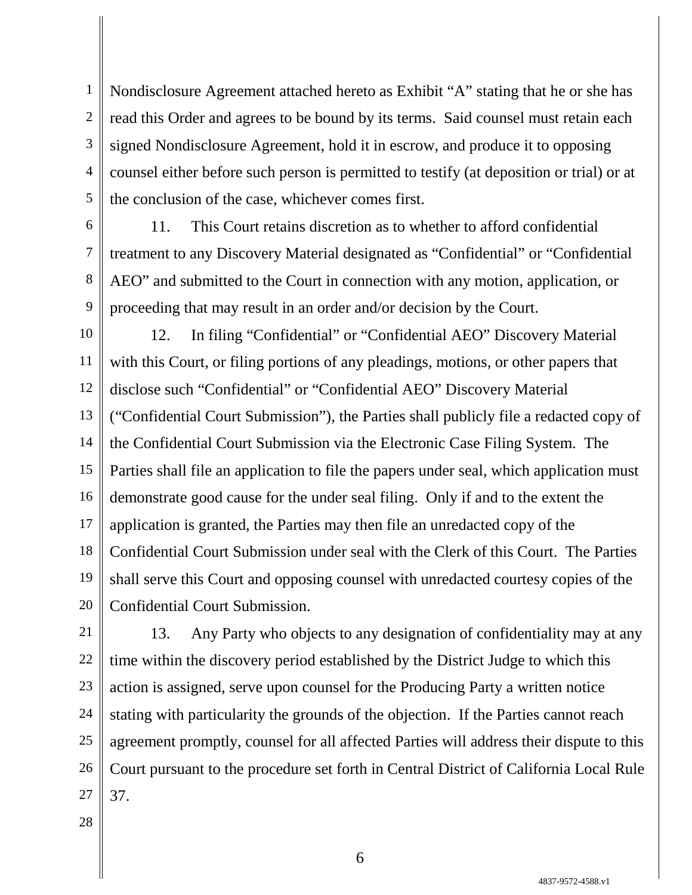Nondisclosure Agreement attached hereto as Exhibit "A" stating that he or she has read this Order and agrees to be bound by its terms. Said counsel must retain each signed Nondisclosure Agreement, hold it in escrow, and produce it to opposing counsel either before such person is permitted to testify (at deposition or trial) or at the conclusion of the case, whichever comes first.

11. This Court retains discretion as to whether to afford confidential treatment to any Discovery Material designated as "Confidential" or "Confidential AEO" and submitted to the Court in connection with any motion, application, or proceeding that may result in an order and/or decision by the Court.

12. In filing "Confidential" or "Confidential AEO" Discovery Material with this Court, or filing portions of any pleadings, motions, or other papers that disclose such "Confidential" or "Confidential AEO" Discovery Material ("Confidential Court Submission"), the Parties shall publicly file a redacted copy of the Confidential Court Submission via the Electronic Case Filing System. The Parties shall file an application to file the papers under seal, which application must demonstrate good cause for the under seal filing. Only if and to the extent the application is granted, the Parties may then file an unredacted copy of the Confidential Court Submission under seal with the Clerk of this Court. The Parties shall serve this Court and opposing counsel with unredacted courtesy copies of the Confidential Court Submission.

13. Any Party who objects to any designation of confidentiality may at any time within the discovery period established by the District Judge to which this action is assigned, serve upon counsel for the Producing Party a written notice stating with particularity the grounds of the objection. If the Parties cannot reach agreement promptly, counsel for all affected Parties will address their dispute to this Court pursuant to the procedure set forth in Central District of California Local Rule 37.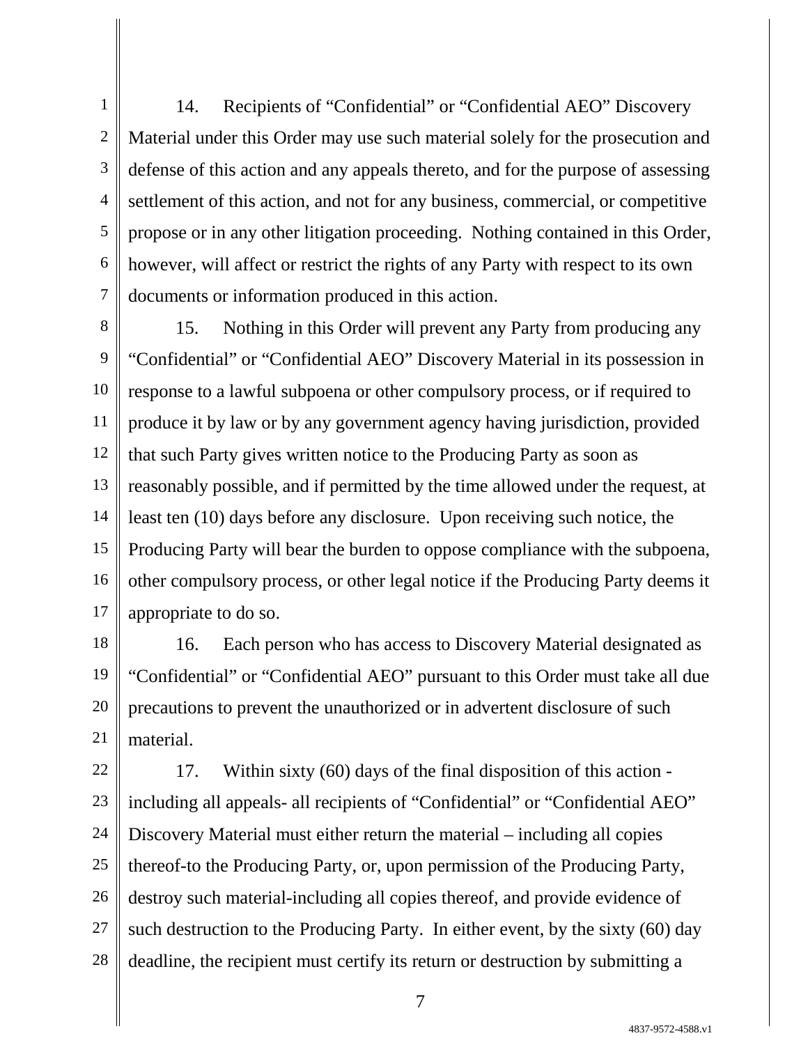14. Recipients of “Confidential” or “Confidential AEO” Discovery Material under this Order may use such material solely for the prosecution and defense of this action and any appeals thereto, and for the purpose of assessing settlement of this action, and not for any business, commercial, or competitive propose or in any other litigation proceeding. Nothing contained in this Order, however, will affect or restrict the rights of any Party with respect to its own documents or information produced in this action.

15. Nothing in this Order will prevent any Party from producing any “Confidential” or “Confidential AEO” Discovery Material in its possession in response to a lawful subpoena or other compulsory process, or if required to produce it by law or by any government agency having jurisdiction, provided that such Party gives written notice to the Producing Party as soon as reasonably possible, and if permitted by the time allowed under the request, at least ten (10) days before any disclosure. Upon receiving such notice, the Producing Party will bear the burden to oppose compliance with the subpoena, other compulsory process, or other legal notice if the Producing Party deems it appropriate to do so.

16. Each person who has access to Discovery Material designated as “Confidential” or “Confidential AEO” pursuant to this Order must take all due precautions to prevent the unauthorized or in advertent disclosure of such material.

17. Within sixty (60) days of the final disposition of this action - including all appeals- all recipients of “Confidential” or “Confidential AEO” Discovery Material must either return the material – including all copies thereof-to the Producing Party, or, upon permission of the Producing Party, destroy such material-including all copies thereof, and provide evidence of such destruction to the Producing Party. In either event, by the sixty (60) day deadline, the recipient must certify its return or destruction by submitting a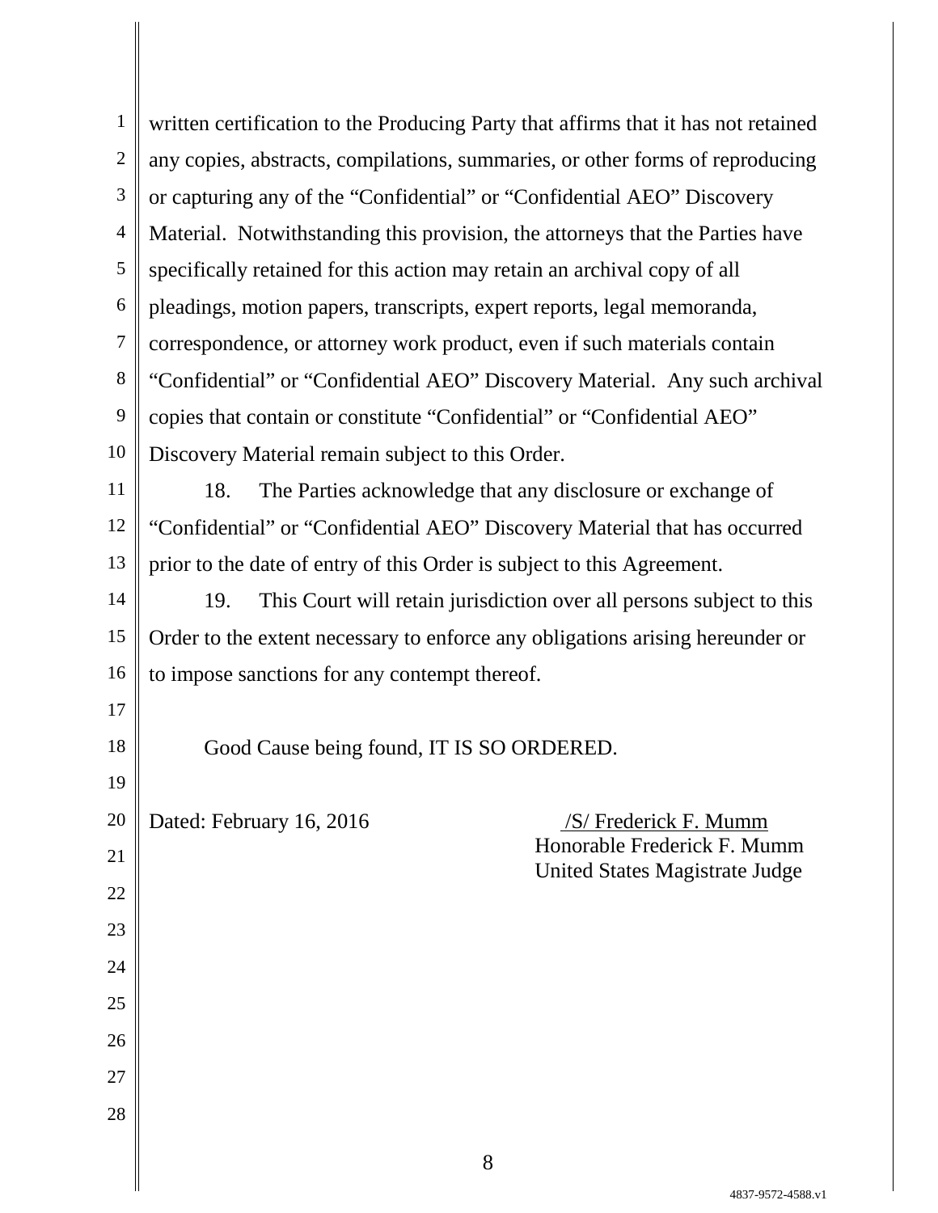written certification to the Producing Party that affirms that it has not retained any copies, abstracts, compilations, summaries, or other forms of reproducing or capturing any of the "Confidential" or "Confidential AEO" Discovery Material. Notwithstanding this provision, the attorneys that the Parties have specifically retained for this action may retain an archival copy of all pleadings, motion papers, transcripts, expert reports, legal memoranda, correspondence, or attorney work product, even if such materials contain "Confidential" or "Confidential AEO" Discovery Material. Any such archival copies that contain or constitute "Confidential" or "Confidential AEO" Discovery Material remain subject to this Order.

18. The Parties acknowledge that any disclosure or exchange of "Confidential" or "Confidential AEO" Discovery Material that has occurred prior to the date of entry of this Order is subject to this Agreement.

19. This Court will retain jurisdiction over all persons subject to this Order to the extent necessary to enforce any obligations arising hereunder or to impose sanctions for any contempt thereof.

Good Cause being found, IT IS SO ORDERED.

Dated: February 16, 2016

/S/ Frederick F. Mumm
Honorable Frederick F. Mumm
United States Magistrate Judge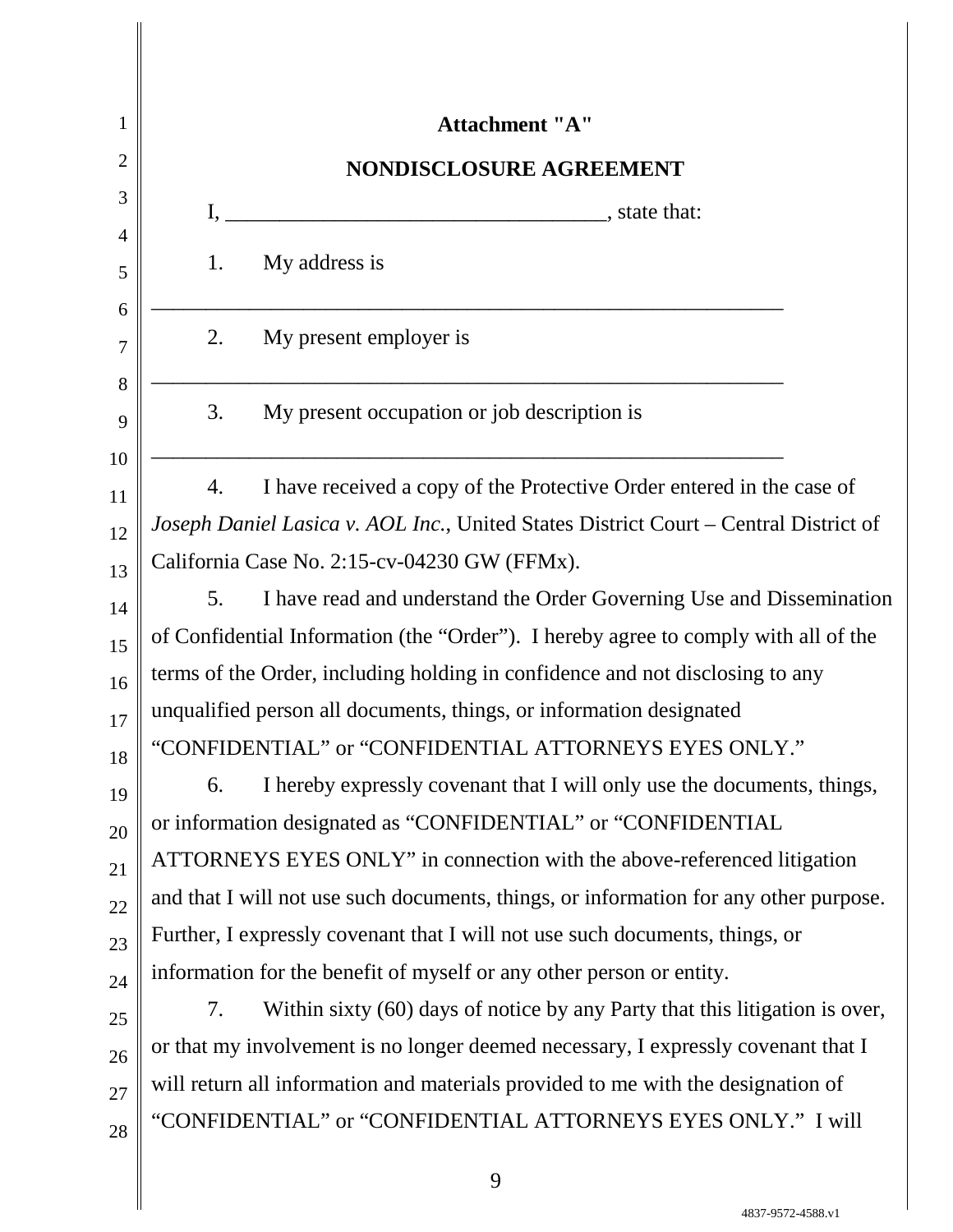**Attachment "A"**

**NONDISCLOSURE AGREEMENT**

I, ___________________________________, state that:

1. My address is

_____________________________________________________________

2. My present employer is

_____________________________________________________________

3. My present occupation or job description is

_____________________________________________________________

4. I have received a copy of the Protective Order entered in the case of *Joseph Daniel Lasica v. AOL Inc.*, United States District Court – Central District of California Case No. 2:15-cv-04230 GW (FFMx).

5. I have read and understand the Order Governing Use and Dissemination of Confidential Information (the "Order"). I hereby agree to comply with all of the terms of the Order, including holding in confidence and not disclosing to any unqualified person all documents, things, or information designated "CONFIDENTIAL" or "CONFIDENTIAL ATTORNEYS EYES ONLY."

6. I hereby expressly covenant that I will only use the documents, things, or information designated as "CONFIDENTIAL" or "CONFIDENTIAL ATTORNEYS EYES ONLY" in connection with the above-referenced litigation and that I will not use such documents, things, or information for any other purpose. Further, I expressly covenant that I will not use such documents, things, or information for the benefit of myself or any other person or entity.

7. Within sixty (60) days of notice by any Party that this litigation is over, or that my involvement is no longer deemed necessary, I expressly covenant that I will return all information and materials provided to me with the designation of "CONFIDENTIAL" or "CONFIDENTIAL ATTORNEYS EYES ONLY." I will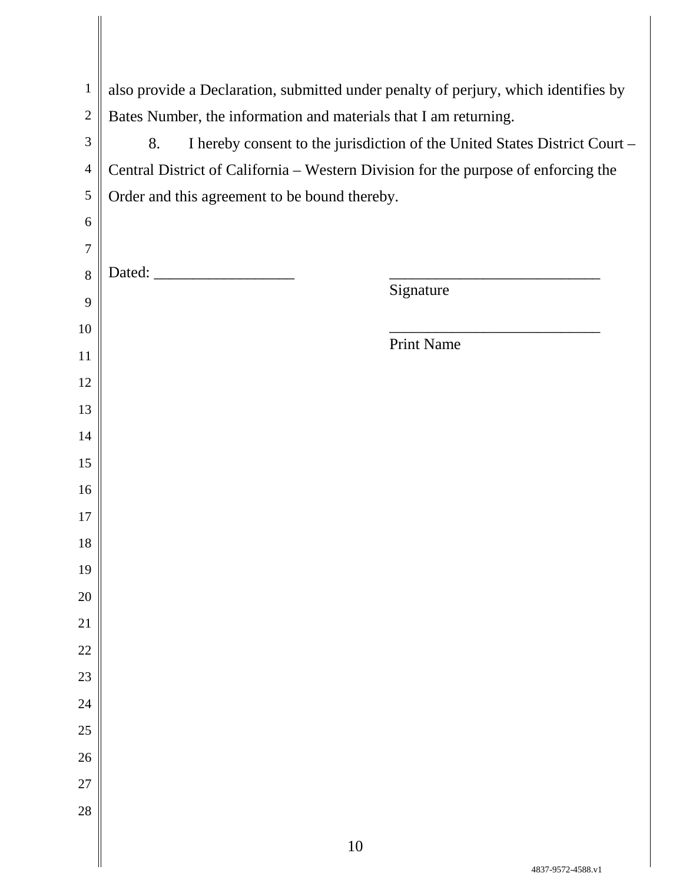also provide a Declaration, submitted under penalty of perjury, which identifies by Bates Number, the information and materials that I am returning.

8. I hereby consent to the jurisdiction of the United States District Court – Central District of California – Western Division for the purpose of enforcing the Order and this agreement to be bound thereby.

Dated: __________________

___________________________
Signature

___________________________
Print Name